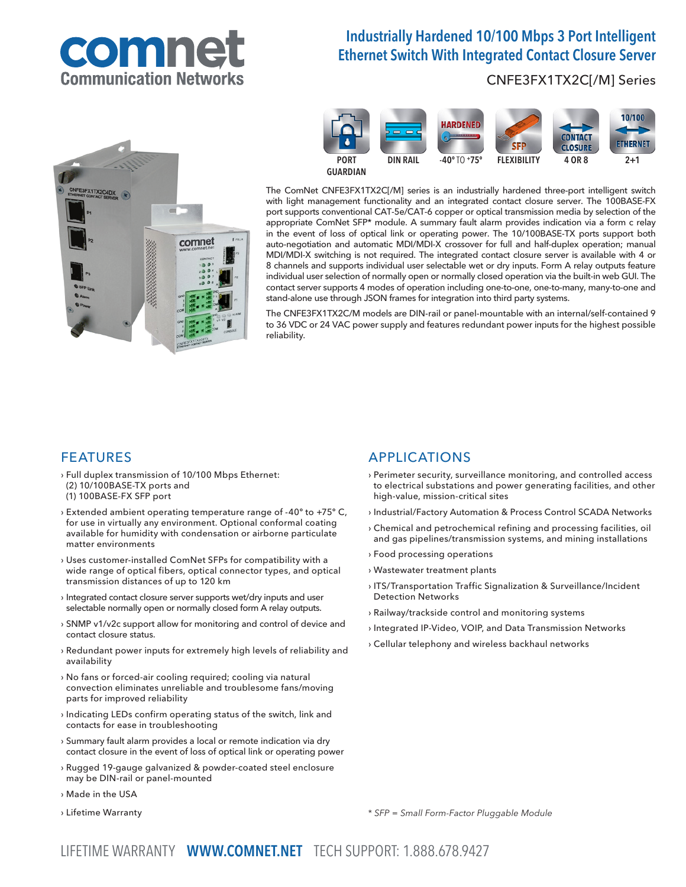# Industrially Hardened 10/100 Mbps 3 Port Intelligent Ethernet Switch With Integrated Contact Closure Server

CNFE3FX1TX2C[/M] Series

PORT GUARDIAN | DIN RAIL | -40° TO +75° | FLEXIBILITY | 4 OR 8 | 2+1

The ComNet CNFE3FX1TX2C[/M] series is an industrially hardened three-port intelligent switch with light management functionality and an integrated contact closure server. The 100BASE-FX port supports conventional CAT-5e/CAT-6 copper or optical transmission media by selection of the appropriate ComNet SFP* module. A summary fault alarm provides indication via a form c relay in the event of loss of optical link or operating power. The 10/100BASE-TX ports support both auto-negotiation and automatic MDI/MDI-X crossover for full and half-duplex operation; manual MDI/MDI-X switching is not required. The integrated contact closure server is available with 4 or 8 channels and supports individual user selectable wet or dry inputs. Form A relay outputs feature individual user selection of normally open or normally closed operation via the built-in web GUI. The contact server supports 4 modes of operation including one-to-one, one-to-many, many-to-one and stand-alone use through JSON frames for integration into third party systems.

The CNFE3FX1TX2C/M models are DIN-rail or panel-mountable with an internal/self-contained 9 to 36 VDC or 24 VAC power supply and features redundant power inputs for the highest possible reliability.

## FEATURES

- Full duplex transmission of 10/100 Mbps Ethernet:
  (2) 10/100BASE-TX ports and
  (1) 100BASE-FX SFP port
- Extended ambient operating temperature range of -40° to +75° C, for use in virtually any environment. Optional conformal coating available for humidity with condensation or airborne particulate matter environments
- Uses customer-installed ComNet SFPs for compatibility with a wide range of optical fibers, optical connector types, and optical transmission distances of up to 120 km
- Integrated contact closure server supports wet/dry inputs and user selectable normally open or normally closed form A relay outputs.
- SNMP v1/v2c support allow for monitoring and control of device and contact closure status.
- Redundant power inputs for extremely high levels of reliability and availability
- No fans or forced-air cooling required; cooling via natural convection eliminates unreliable and troublesome fans/moving parts for improved reliability
- Indicating LEDs confirm operating status of the switch, link and contacts for ease in troubleshooting
- Summary fault alarm provides a local or remote indication via dry contact closure in the event of loss of optical link or operating power
- Rugged 19-gauge galvanized & powder-coated steel enclosure may be DIN-rail or panel-mounted
- Made in the USA
- Lifetime Warranty

## APPLICATIONS

- Perimeter security, surveillance monitoring, and controlled access to electrical substations and power generating facilities, and other high-value, mission-critical sites
- Industrial/Factory Automation & Process Control SCADA Networks
- Chemical and petrochemical refining and processing facilities, oil and gas pipelines/transmission systems, and mining installations
- Food processing operations
- Wastewater treatment plants
- ITS/Transportation Traffic Signalization & Surveillance/Incident Detection Networks
- Railway/trackside control and monitoring systems
- Integrated IP-Video, VOIP, and Data Transmission Networks
- Cellular telephony and wireless backhaul networks

*\* SFP = Small Form-Factor Pluggable Module*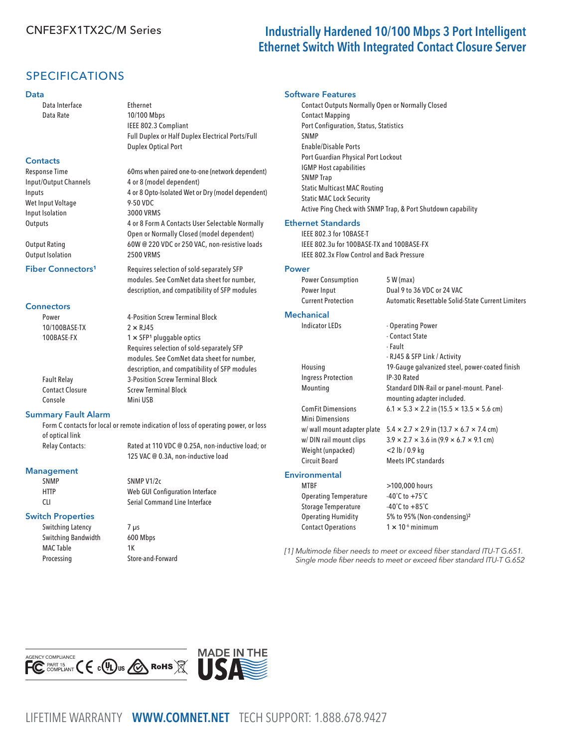# CNFE3FX1TX2C/M Series

## Industrially Hardened 10/100 Mbps 3 Port Intelligent Ethernet Switch With Integrated Contact Closure Server

## SPECIFICATIONS

### Data

| | |
|---|---|
| Data Interface | Ethernet |
| Data Rate | 10/100 Mbps<br>IEEE 802.3 Compliant<br>Full Duplex or Half Duplex Electrical Ports/Full Duplex Optical Port |

### Contacts

| | |
|---|---|
| Response Time | 60ms when paired one-to-one (network dependent) |
| Input/Output Channels | 4 or 8 (model dependent) |
| Inputs | 4 or 8 Opto-Isolated Wet or Dry (model dependent) |
| Wet Input Voltage | 9-50 VDC |
| Input Isolation | 3000 VRMS |
| Outputs | 4 or 8 Form A Contacts User Selectable Normally Open or Normally Closed (model dependent) |
| Output Rating | 60W @ 220 VDC or 250 VAC, non-resistive loads |
| Output Isolation | 2500 VRMS |

### Fiber Connectors[1]

Requires selection of sold-separately SFP modules. See ComNet data sheet for number, description, and compatibility of SFP modules

### Connectors

| | |
|---|---|
| Power | 4-Position Screw Terminal Block |
| 10/100BASE-TX | 2 × RJ45 |
| 100BASE-FX | 1 × SFP[1] pluggable optics<br>Requires selection of sold-separately SFP modules. See ComNet data sheet for number, description, and compatibility of SFP modules |
| Fault Relay | 3-Position Screw Terminal Block |
| Contact Closure | Screw Terminal Block |
| Console | Mini USB |

### Summary Fault Alarm

Form C contacts for local or remote indication of loss of operating power, or loss of optical link

| | |
|---|---|
| Relay Contacts: | Rated at 110 VDC @ 0.25A, non-inductive load; or 125 VAC @ 0.3A, non-inductive load |

### Management

| | |
|---|---|
| SNMP | SNMP V1/2c |
| HTTP | Web GUI Configuration Interface |
| CLI | Serial Command Line Interface |

### Switch Properties

| | |
|---|---|
| Switching Latency | 7 µs |
| Switching Bandwidth | 600 Mbps |
| MAC Table | 1K |
| Processing | Store-and-Forward |

### Software Features

- Contact Outputs Normally Open or Normally Closed
- Contact Mapping
- Port Configuration, Status, Statistics
- SNMP
- Enable/Disable Ports
- Port Guardian Physical Port Lockout
- IGMP Host capabilities
- SNMP Trap
- Static Multicast MAC Routing
- Static MAC Lock Security
- Active Ping Check with SNMP Trap, & Port Shutdown capability

### Ethernet Standards

- IEEE 802.3 for 10BASE-T
- IEEE 802.3u for 100BASE-TX and 100BASE-FX
- IEEE 802.3x Flow Control and Back Pressure

### Power

| | |
|---|---|
| Power Consumption | 5 W (max) |
| Power Input | Dual 9 to 36 VDC or 24 VAC |
| Current Protection | Automatic Resettable Solid-State Current Limiters |

### Mechanical

| | |
|---|---|
| Indicator LEDs | - Operating Power<br>- Contact State<br>- Fault<br>- RJ45 & SFP Link / Activity |
| Housing | 19-Gauge galvanized steel, power-coated finish |
| Ingress Protection | IP-30 Rated |
| Mounting | Standard DIN-Rail or panel-mount. Panel-mounting adapter included. |
| ComFit Dimensions | 6.1 × 5.3 × 2.2 in (15.5 × 13.5 × 5.6 cm) |
| Mini Dimensions | |
| w/ wall mount adapter plate | 5.4 × 2.7 × 2.9 in (13.7 × 6.7 × 7.4 cm) |
| w/ DIN rail mount clips | 3.9 × 2.7 × 3.6 in (9.9 × 6.7 × 9.1 cm) |
| Weight (unpacked) | <2 lb / 0.9 kg |
| Circuit Board | Meets IPC standards |

### Environmental

| | |
|---|---|
| MTBF | >100,000 hours |
| Operating Temperature | -40˚C to +75˚C |
| Storage Temperature | -40˚C to +85˚C |
| Operating Humidity | 5% to 95% (Non-condensing)[2] |
| Contact Operations | $1 \times 10^{6}$ minimum |

*[1] Multimode fiber needs to meet or exceed fiber standard ITU-T G.651. Single mode fiber needs to meet or exceed fiber standard ITU-T G.652*

AGENCY COMPLIANCE

FC PART 15 COMPLIANT · CE · cULus · RoHS

MADE IN THE USA

LIFETIME WARRANTY **WWW.COMNET.NET** TECH SUPPORT: 1.888.678.9427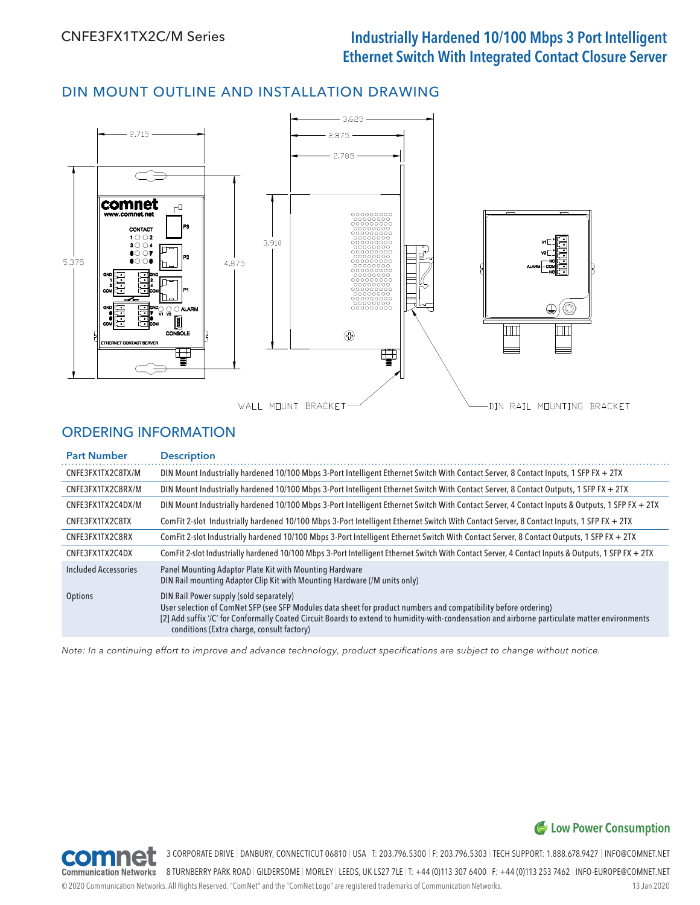## DIN MOUNT OUTLINE AND INSTALLATION DRAWING

## ORDERING INFORMATION

| Part Number | Description |
|---|---|
| CNFE3FX1TX2C8TX/M | DIN Mount Industrially hardened 10/100 Mbps 3-Port Intelligent Ethernet Switch With Contact Server, 8 Contact Inputs, 1 SFP FX + 2TX |
| CNFE3FX1TX2C8RX/M | DIN Mount Industrially hardened 10/100 Mbps 3-Port Intelligent Ethernet Switch With Contact Server, 8 Contact Outputs, 1 SFP FX + 2TX |
| CNFE3FX1TX2C4DX/M | DIN Mount Industrially hardened 10/100 Mbps 3-Port Intelligent Ethernet Switch With Contact Server, 4 Contact Inputs & Outputs, 1 SFP FX + 2TX |
| CNFE3FX1TX2C8TX | ComFit 2-slot Industrially hardened 10/100 Mbps 3-Port Intelligent Ethernet Switch With Contact Server, 8 Contact Inputs, 1 SFP FX + 2TX |
| CNFE3FX1TX2C8RX | ComFit 2-slot Industrially hardened 10/100 Mbps 3-Port Intelligent Ethernet Switch With Contact Server, 8 Contact Outputs, 1 SFP FX + 2TX |
| CNFE3FX1TX2C4DX | ComFit 2-slot Industrially hardened 10/100 Mbps 3-Port Intelligent Ethernet Switch With Contact Server, 4 Contact Inputs & Outputs, 1 SFP FX + 2TX |
| Included Accessories | Panel Mounting Adaptor Plate Kit with Mounting Hardware<br>DIN Rail mounting Adaptor Clip Kit with Mounting Hardware (/M units only) |
| Options | DIN Rail Power supply (sold separately)<br>User selection of ComNet SFP (see SFP Modules data sheet for product numbers and compatibility before ordering)<br>[2] Add suffix '/C' for Conformally Coated Circuit Boards to extend to humidity-with-condensation and airborne particulate matter environments conditions (Extra charge, consult factory) |

*Note: In a continuing effort to improve and advance technology, product specifications are subject to change without notice.*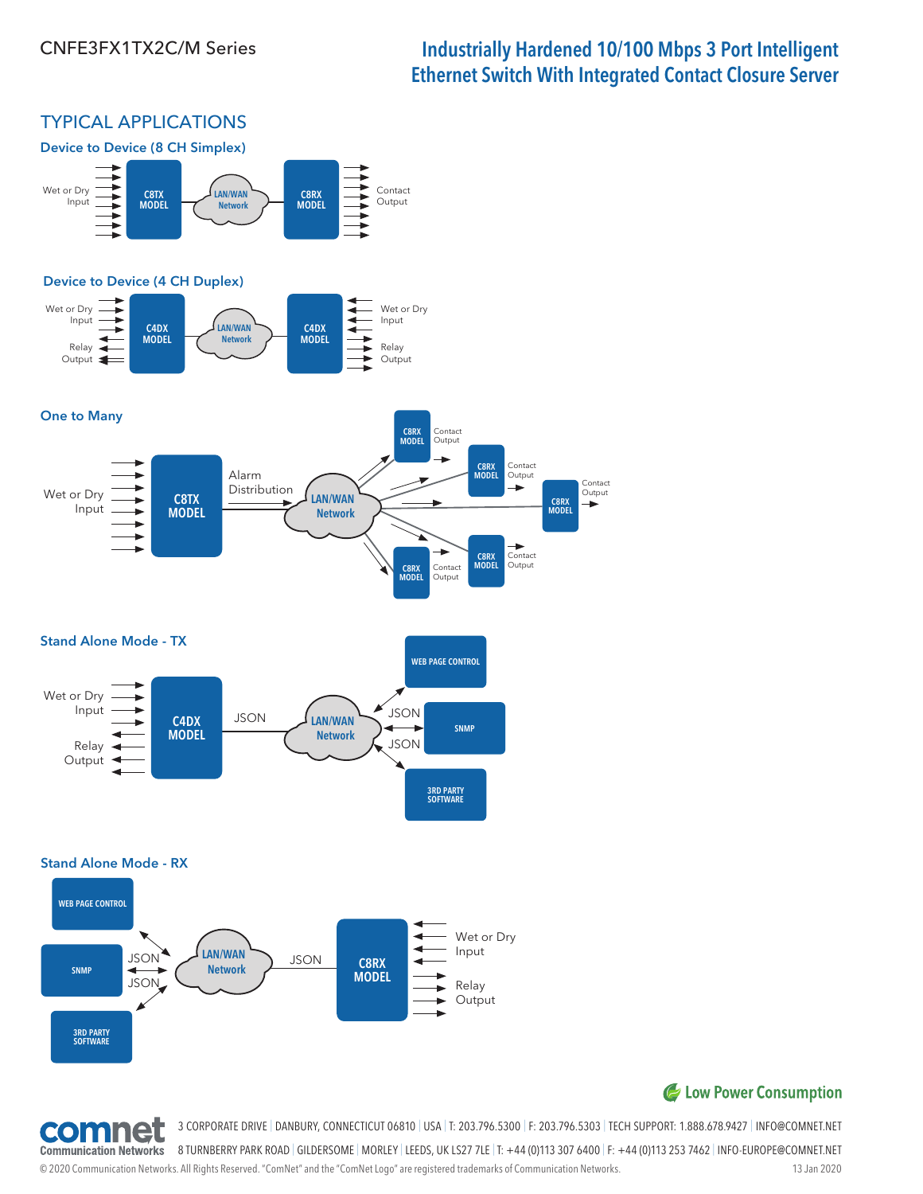## TYPICAL APPLICATIONS

### Device to Device (8 CH Simplex)

Wet or Dry Input → C8TX MODEL — LAN/WAN Network — C8RX MODEL → Contact Output

### Device to Device (4 CH Duplex)

Wet or Dry Input / Relay Output — C4DX MODEL — LAN/WAN Network — C4DX MODEL — Wet or Dry Input / Relay Output

### One to Many

Wet or Dry Input → C8TX MODEL — Alarm Distribution — LAN/WAN Network → C8RX MODEL (Contact Output) ×5

### Stand Alone Mode - TX

Wet or Dry Input / Relay Output — C4DX MODEL — JSON — LAN/WAN Network — JSON — WEB PAGE CONTROL / SNMP / 3RD PARTY SOFTWARE

### Stand Alone Mode - RX

WEB PAGE CONTROL / SNMP / 3RD PARTY SOFTWARE — JSON — LAN/WAN Network — JSON — C8RX MODEL — Wet or Dry Input / Relay Output

Low Power Consumption

3 CORPORATE DRIVE | DANBURY, CONNECTICUT 06810 | USA | T: 203.796.5300 | F: 203.796.5303 | TECH SUPPORT: 1.888.678.9427 | INFO@COMNET.NET

8 TURNBERRY PARK ROAD | GILDERSOME | MORLEY | LEEDS, UK LS27 7LE | T: +44 (0)113 307 6400 | F: +44 (0)113 253 7462 | INFO-EUROPE@COMNET.NET

© 2020 Communication Networks. All Rights Reserved. "ComNet" and the "ComNet Logo" are registered trademarks of Communication Networks. 13 Jan 2020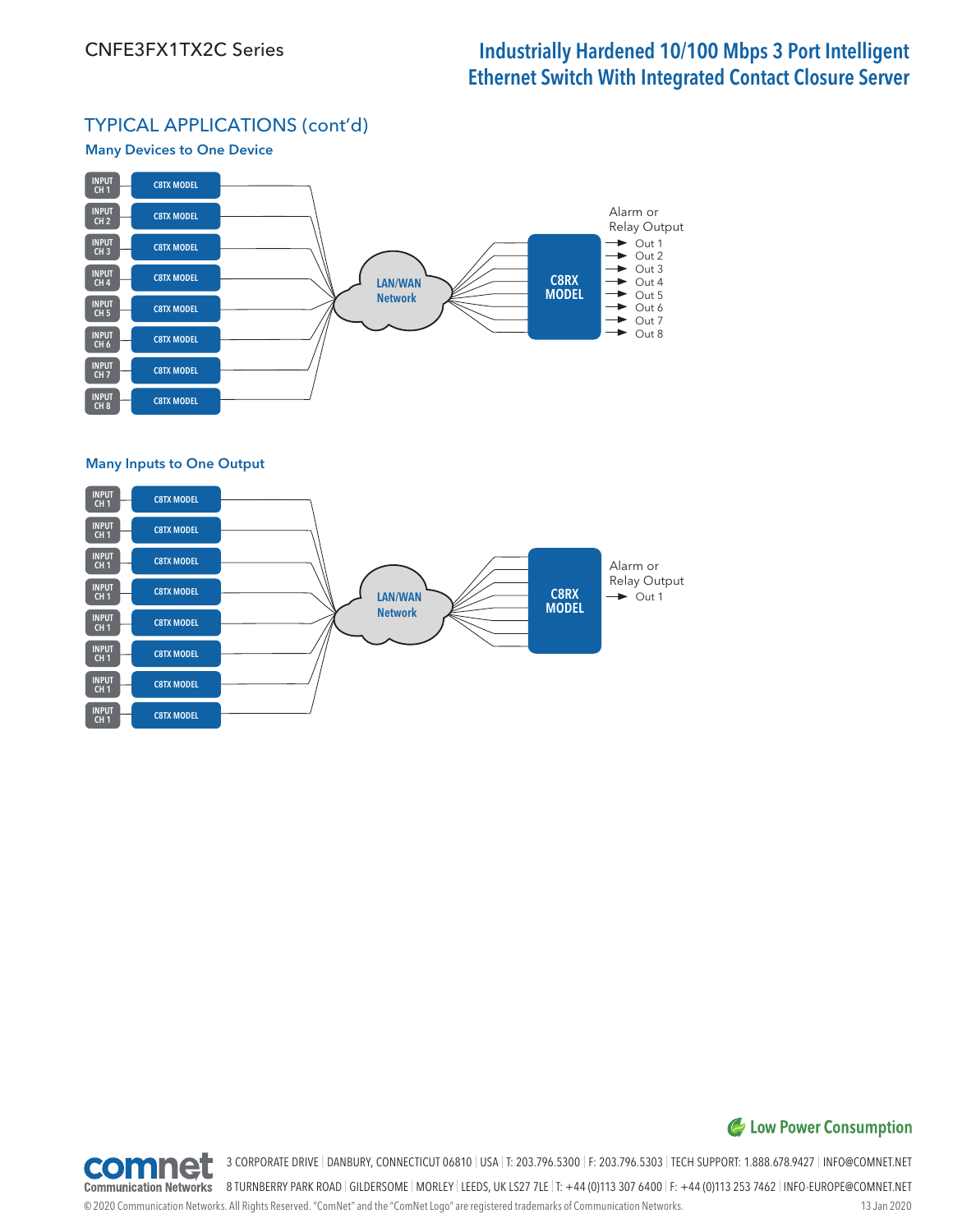## TYPICAL APPLICATIONS (cont'd)

### Many Devices to One Device

INPUT CH 1 — C8TX MODEL
INPUT CH 2 — C8TX MODEL
INPUT CH 3 — C8TX MODEL
INPUT CH 4 — C8TX MODEL
INPUT CH 5 — C8TX MODEL
INPUT CH 6 — C8TX MODEL
INPUT CH 7 — C8TX MODEL
INPUT CH 8 — C8TX MODEL

LAN/WAN Network

C8RX MODEL

Alarm or Relay Output
Out 1
Out 2
Out 3
Out 4
Out 5
Out 6
Out 7
Out 8

### Many Inputs to One Output

INPUT CH 1 — C8TX MODEL
INPUT CH 1 — C8TX MODEL
INPUT CH 1 — C8TX MODEL
INPUT CH 1 — C8TX MODEL
INPUT CH 1 — C8TX MODEL
INPUT CH 1 — C8TX MODEL
INPUT CH 1 — C8TX MODEL
INPUT CH 1 — C8TX MODEL

LAN/WAN Network

C8RX MODEL

Alarm or Relay Output
Out 1

Low Power Consumption

3 CORPORATE DRIVE | DANBURY, CONNECTICUT 06810 | USA | T: 203.796.5300 | F: 203.796.5303 | TECH SUPPORT: 1.888.678.9427 | INFO@COMNET.NET
8 TURNBERRY PARK ROAD | GILDERSOME | MORLEY | LEEDS, UK LS27 7LE | T: +44 (0)113 307 6400 | F: +44 (0)113 253 7462 | INFO-EUROPE@COMNET.NET
© 2020 Communication Networks. All Rights Reserved. "ComNet" and the "ComNet Logo" are registered trademarks of Communication Networks. 13 Jan 2020